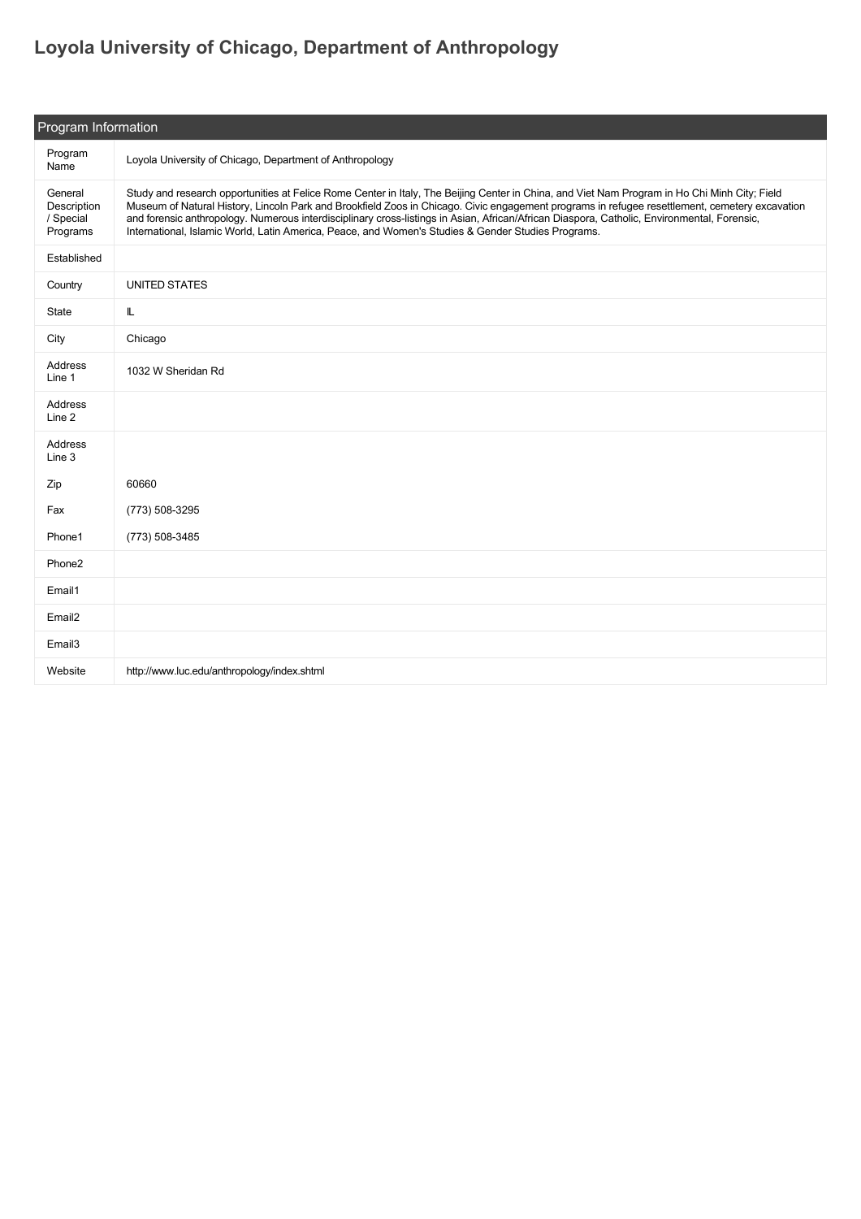# Loyola University of Chicago, Department of Anthropology

| Program Information | |
|---|---|
| Program Name | Loyola University of Chicago, Department of Anthropology |
| General Description / Special Programs | Study and research opportunities at Felice Rome Center in Italy, The Beijing Center in China, and Viet Nam Program in Ho Chi Minh City; Field Museum of Natural History, Lincoln Park and Brookfield Zoos in Chicago. Civic engagement programs in refugee resettlement, cemetery excavation and forensic anthropology. Numerous interdisciplinary cross-listings in Asian, African/African Diaspora, Catholic, Environmental, Forensic, International, Islamic World, Latin America, Peace, and Women's Studies & Gender Studies Programs. |
| Established | |
| Country | UNITED STATES |
| State | IL |
| City | Chicago |
| Address Line 1 | 1032 W Sheridan Rd |
| Address Line 2 | |
| Address Line 3 | |
| Zip | 60660 |
| Fax | (773) 508-3295 |
| Phone1 | (773) 508-3485 |
| Phone2 | |
| Email1 | |
| Email2 | |
| Email3 | |
| Website | http://www.luc.edu/anthropology/index.shtml |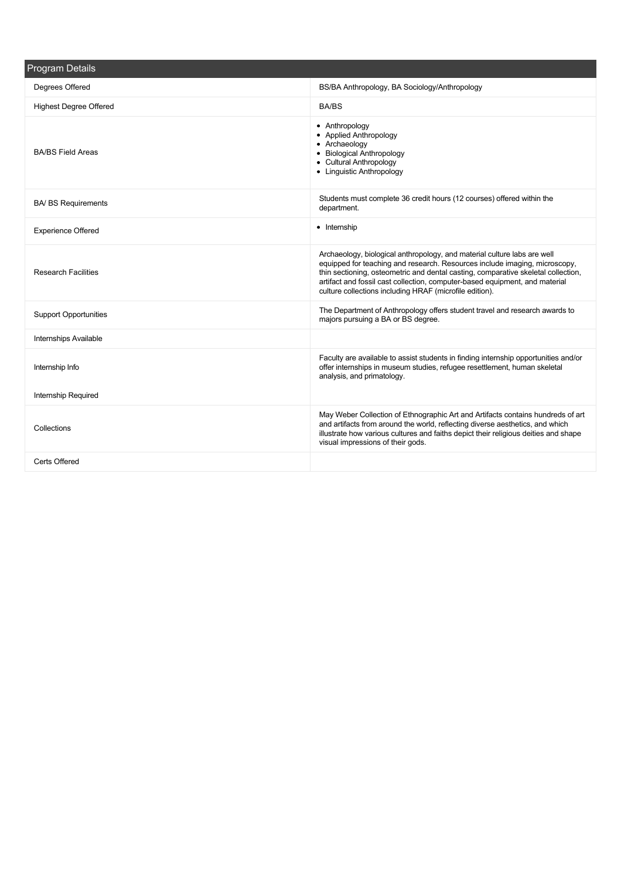## Program Details

| | |
|---|---|
| Degrees Offered | BS/BA Anthropology, BA Sociology/Anthropology |
| Highest Degree Offered | BA/BS |
| BA/BS Field Areas | • Anthropology<br>• Applied Anthropology<br>• Archaeology<br>• Biological Anthropology<br>• Cultural Anthropology<br>• Linguistic Anthropology |
| BA/ BS Requirements | Students must complete 36 credit hours (12 courses) offered within the department. |
| Experience Offered | • Internship |
| Research Facilities | Archaeology, biological anthropology, and material culture labs are well equipped for teaching and research. Resources include imaging, microscopy, thin sectioning, osteometric and dental casting, comparative skeletal collection, artifact and fossil cast collection, computer-based equipment, and material culture collections including HRAF (microfile edition). |
| Support Opportunities | The Department of Anthropology offers student travel and research awards to majors pursuing a BA or BS degree. |
| Internships Available | |
| Internship Info | Faculty are available to assist students in finding internship opportunities and/or offer internships in museum studies, refugee resettlement, human skeletal analysis, and primatology. |
| Internship Required | |
| Collections | May Weber Collection of Ethnographic Art and Artifacts contains hundreds of art and artifacts from around the world, reflecting diverse aesthetics, and which illustrate how various cultures and faiths depict their religious deities and shape visual impressions of their gods. |
| Certs Offered | |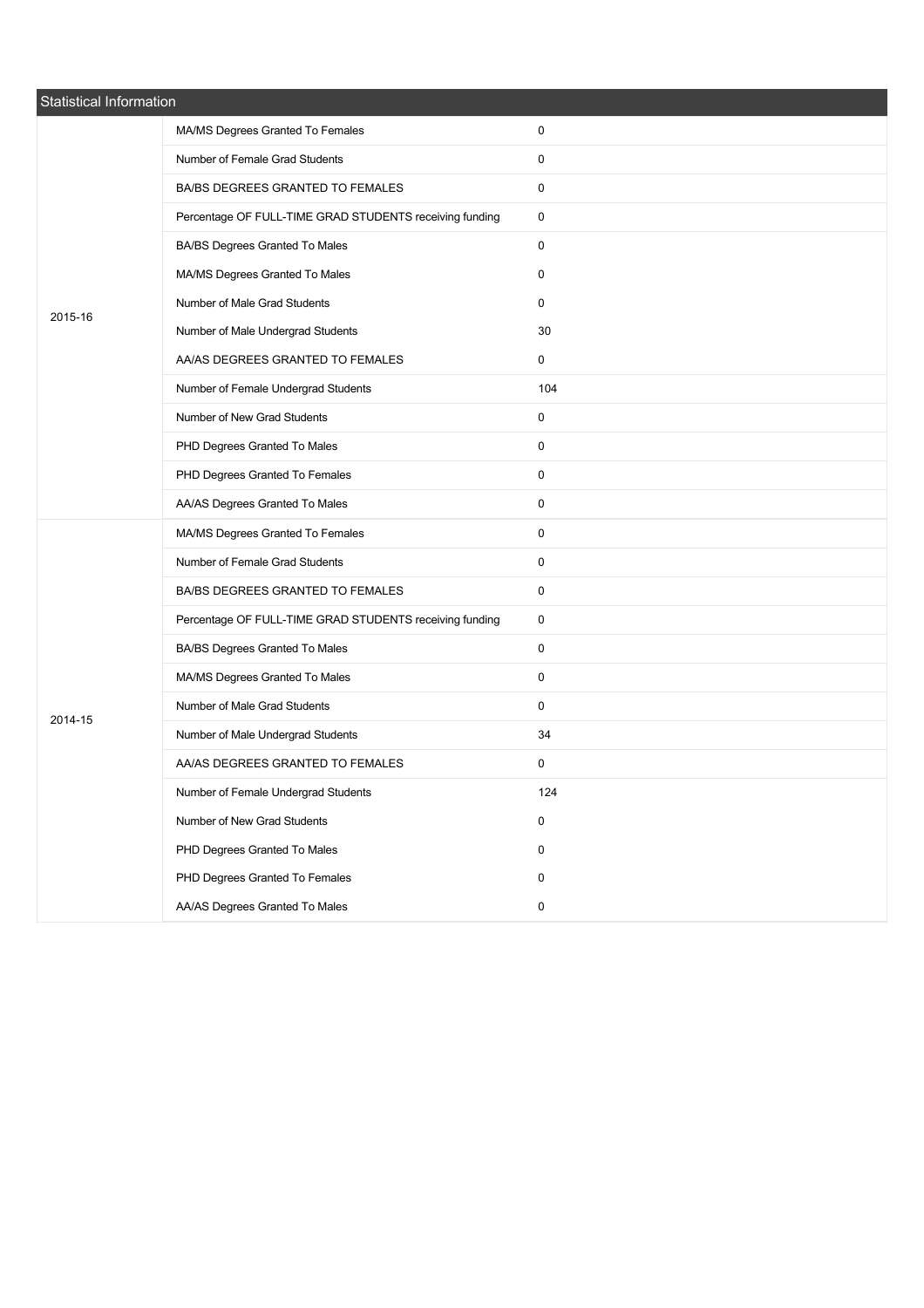## Statistical Information

| Year | Statistic | Value |
|---|---|---|
| 2015-16 | MA/MS Degrees Granted To Females | 0 |
| | Number of Female Grad Students | 0 |
| | BA/BS DEGREES GRANTED TO FEMALES | 0 |
| | Percentage OF FULL-TIME GRAD STUDENTS receiving funding | 0 |
| | BA/BS Degrees Granted To Males | 0 |
| | MA/MS Degrees Granted To Males | 0 |
| | Number of Male Grad Students | 0 |
| | Number of Male Undergrad Students | 30 |
| | AA/AS DEGREES GRANTED TO FEMALES | 0 |
| | Number of Female Undergrad Students | 104 |
| | Number of New Grad Students | 0 |
| | PHD Degrees Granted To Males | 0 |
| | PHD Degrees Granted To Females | 0 |
| | AA/AS Degrees Granted To Males | 0 |
| 2014-15 | MA/MS Degrees Granted To Females | 0 |
| | Number of Female Grad Students | 0 |
| | BA/BS DEGREES GRANTED TO FEMALES | 0 |
| | Percentage OF FULL-TIME GRAD STUDENTS receiving funding | 0 |
| | BA/BS Degrees Granted To Males | 0 |
| | MA/MS Degrees Granted To Males | 0 |
| | Number of Male Grad Students | 0 |
| | Number of Male Undergrad Students | 34 |
| | AA/AS DEGREES GRANTED TO FEMALES | 0 |
| | Number of Female Undergrad Students | 124 |
| | Number of New Grad Students | 0 |
| | PHD Degrees Granted To Males | 0 |
| | PHD Degrees Granted To Females | 0 |
| | AA/AS Degrees Granted To Males | 0 |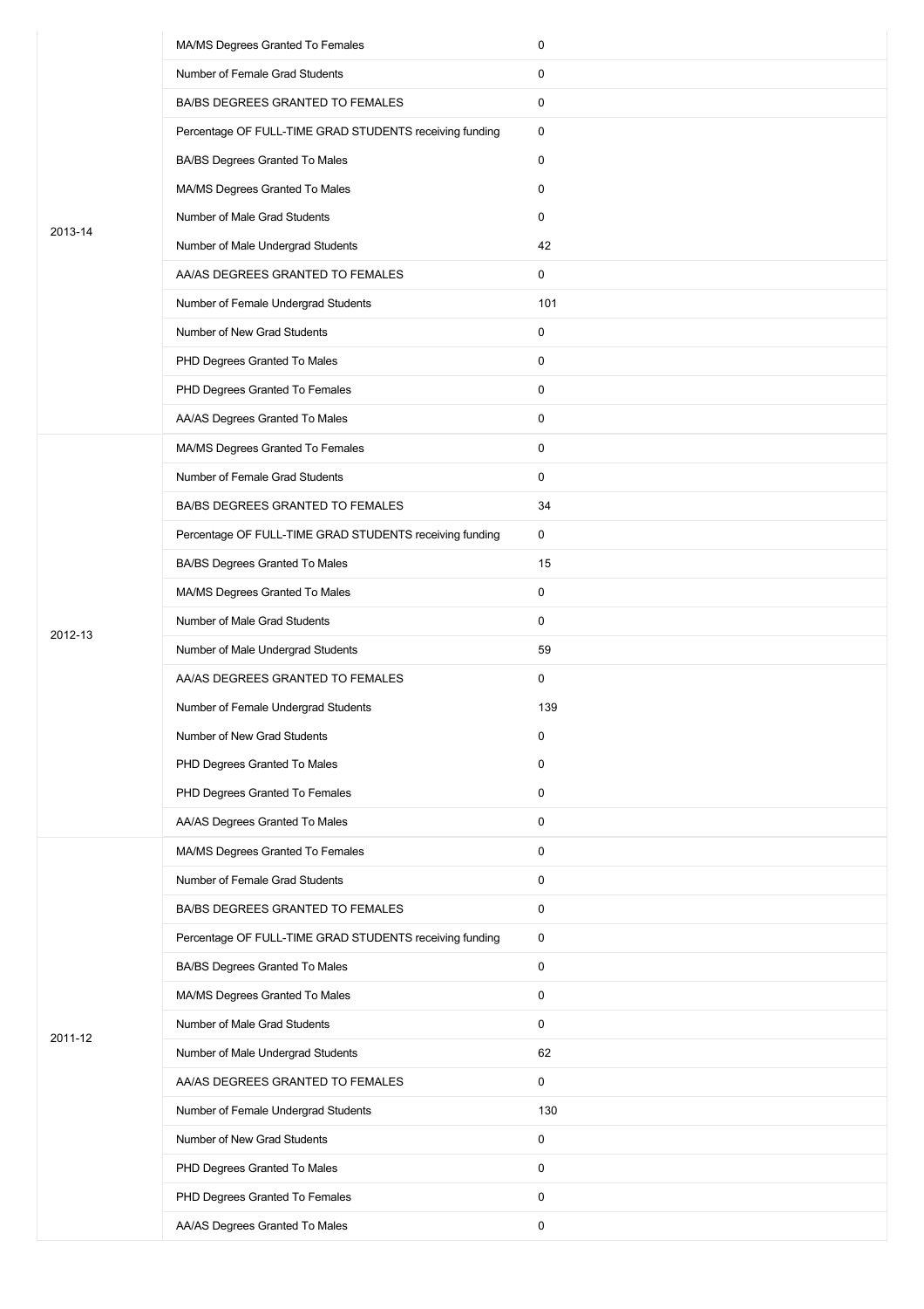| | | |
|---|---|---|
| 2013-14 | MA/MS Degrees Granted To Females | 0 |
| | Number of Female Grad Students | 0 |
| | BA/BS DEGREES GRANTED TO FEMALES | 0 |
| | Percentage OF FULL-TIME GRAD STUDENTS receiving funding | 0 |
| | BA/BS Degrees Granted To Males | 0 |
| | MA/MS Degrees Granted To Males | 0 |
| | Number of Male Grad Students | 0 |
| | Number of Male Undergrad Students | 42 |
| | AA/AS DEGREES GRANTED TO FEMALES | 0 |
| | Number of Female Undergrad Students | 101 |
| | Number of New Grad Students | 0 |
| | PHD Degrees Granted To Males | 0 |
| | PHD Degrees Granted To Females | 0 |
| | AA/AS Degrees Granted To Males | 0 |
| 2012-13 | MA/MS Degrees Granted To Females | 0 |
| | Number of Female Grad Students | 0 |
| | BA/BS DEGREES GRANTED TO FEMALES | 34 |
| | Percentage OF FULL-TIME GRAD STUDENTS receiving funding | 0 |
| | BA/BS Degrees Granted To Males | 15 |
| | MA/MS Degrees Granted To Males | 0 |
| | Number of Male Grad Students | 0 |
| | Number of Male Undergrad Students | 59 |
| | AA/AS DEGREES GRANTED TO FEMALES | 0 |
| | Number of Female Undergrad Students | 139 |
| | Number of New Grad Students | 0 |
| | PHD Degrees Granted To Males | 0 |
| | PHD Degrees Granted To Females | 0 |
| | AA/AS Degrees Granted To Males | 0 |
| 2011-12 | MA/MS Degrees Granted To Females | 0 |
| | Number of Female Grad Students | 0 |
| | BA/BS DEGREES GRANTED TO FEMALES | 0 |
| | Percentage OF FULL-TIME GRAD STUDENTS receiving funding | 0 |
| | BA/BS Degrees Granted To Males | 0 |
| | MA/MS Degrees Granted To Males | 0 |
| | Number of Male Grad Students | 0 |
| | Number of Male Undergrad Students | 62 |
| | AA/AS DEGREES GRANTED TO FEMALES | 0 |
| | Number of Female Undergrad Students | 130 |
| | Number of New Grad Students | 0 |
| | PHD Degrees Granted To Males | 0 |
| | PHD Degrees Granted To Females | 0 |
| | AA/AS Degrees Granted To Males | 0 |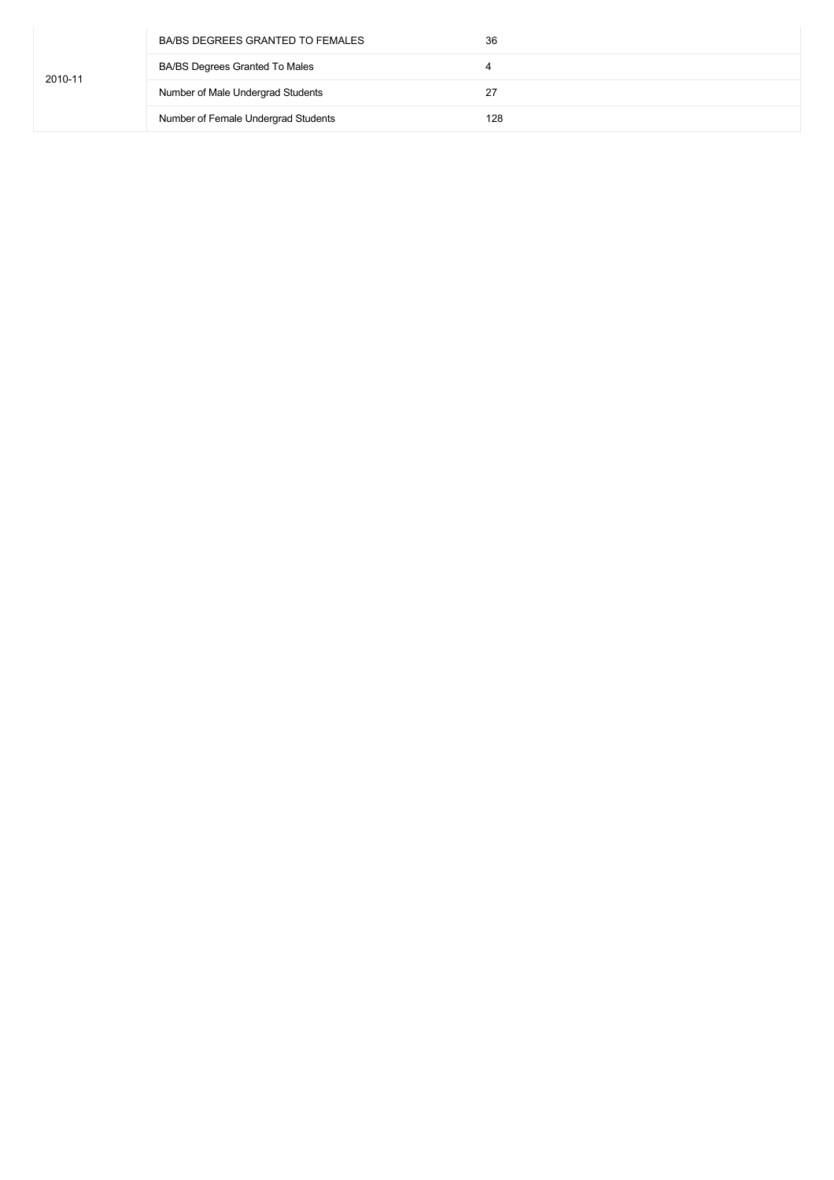| | | |
|---|---|---|
| 2010-11 | BA/BS DEGREES GRANTED TO FEMALES | 36 |
| | BA/BS Degrees Granted To Males | 4 |
| | Number of Male Undergrad Students | 27 |
| | Number of Female Undergrad Students | 128 |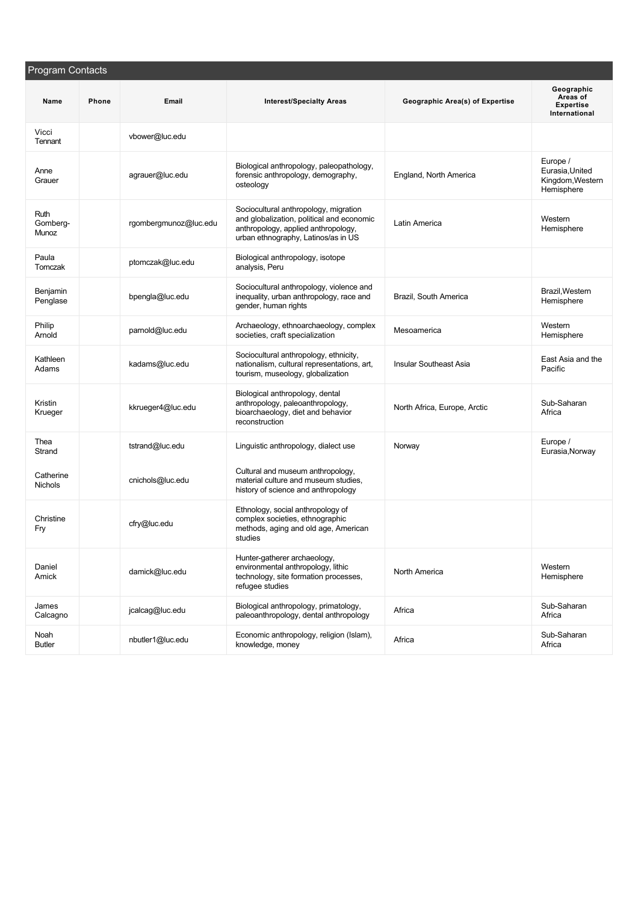## Program Contacts

| Name | Phone | Email | Interest/Specialty Areas | Geographic Area(s) of Expertise | Geographic Areas of Expertise International |
|---|---|---|---|---|---|
| Vicci Tennant | | vbower@luc.edu | | | |
| Anne Grauer | | agrauer@luc.edu | Biological anthropology, paleopathology, forensic anthropology, demography, osteology | England, North America | Europe / Eurasia,United Kingdom,Western Hemisphere |
| Ruth Gomberg-Munoz | | rgombergmunoz@luc.edu | Sociocultural anthropology, migration and globalization, political and economic anthropology, applied anthropology, urban ethnography, Latinos/as in US | Latin America | Western Hemisphere |
| Paula Tomczak | | ptomczak@luc.edu | Biological anthropology, isotope analysis, Peru | | |
| Benjamin Penglase | | bpengla@luc.edu | Sociocultural anthropology, violence and inequality, urban anthropology, race and gender, human rights | Brazil, South America | Brazil,Western Hemisphere |
| Philip Arnold | | parnold@luc.edu | Archaeology, ethnoarchaeology, complex societies, craft specialization | Mesoamerica | Western Hemisphere |
| Kathleen Adams | | kadams@luc.edu | Sociocultural anthropology, ethnicity, nationalism, cultural representations, art, tourism, museology, globalization | Insular Southeast Asia | East Asia and the Pacific |
| Kristin Krueger | | kkrueger4@luc.edu | Biological anthropology, dental anthropology, paleoanthropology, bioarchaeology, diet and behavior reconstruction | North Africa, Europe, Arctic | Sub-Saharan Africa |
| Thea Strand | | tstrand@luc.edu | Linguistic anthropology, dialect use | Norway | Europe / Eurasia,Norway |
| Catherine Nichols | | cnichols@luc.edu | Cultural and museum anthropology, material culture and museum studies, history of science and anthropology | | |
| Christine Fry | | cfry@luc.edu | Ethnology, social anthropology of complex societies, ethnographic methods, aging and old age, American studies | | |
| Daniel Amick | | damick@luc.edu | Hunter-gatherer archaeology, environmental anthropology, lithic technology, site formation processes, refugee studies | North America | Western Hemisphere |
| James Calcagno | | jcalcag@luc.edu | Biological anthropology, primatology, paleoanthropology, dental anthropology | Africa | Sub-Saharan Africa |
| Noah Butler | | nbutler1@luc.edu | Economic anthropology, religion (Islam), knowledge, money | Africa | Sub-Saharan Africa |